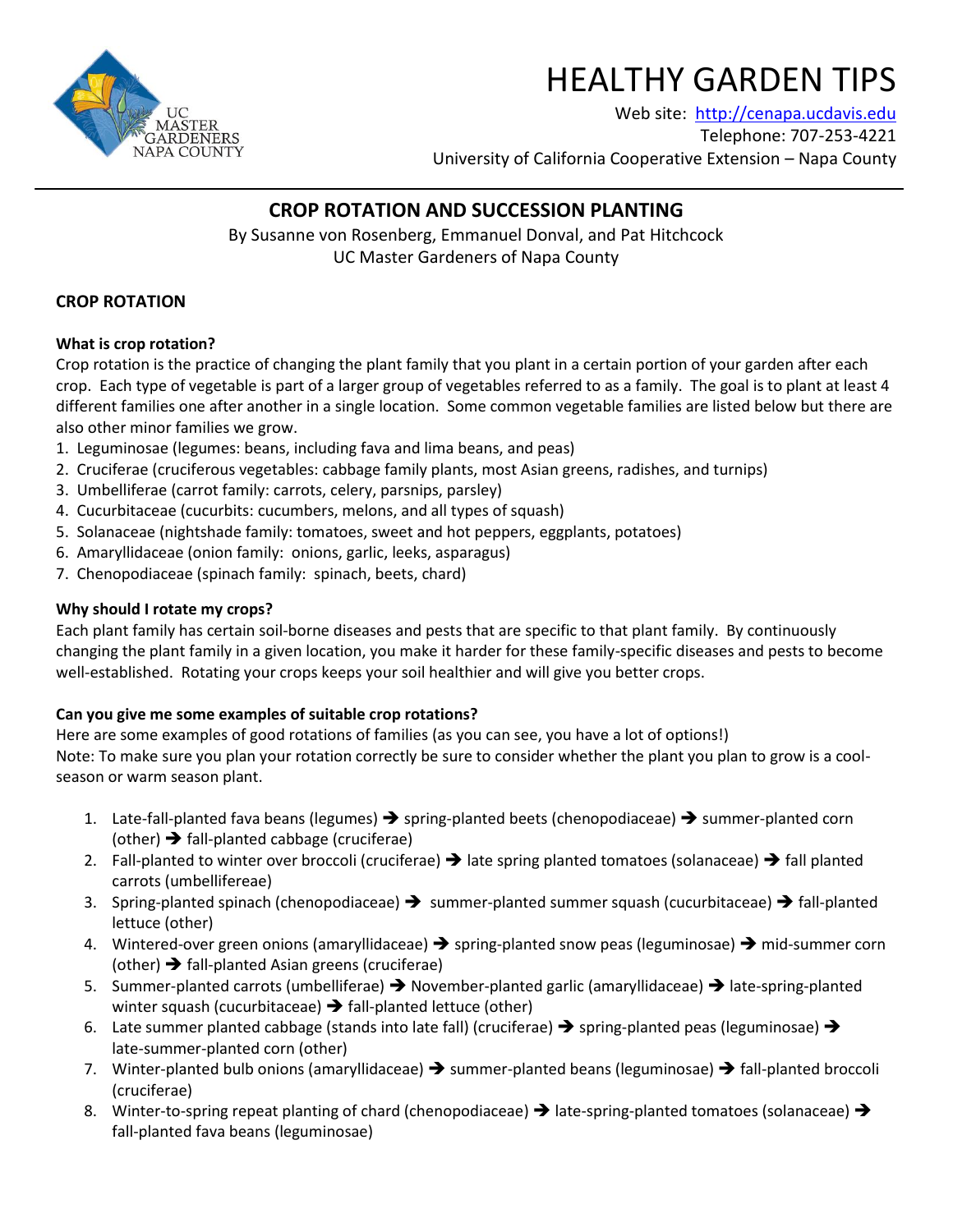# HEALTHY GARDEN TIPS

Web site: http://cenapa.ucdavis.edu
Telephone: 707-253-4221
University of California Cooperative Extension – Napa County

UC MASTER GARDENERS NAPA COUNTY

## CROP ROTATION AND SUCCESSION PLANTING

By Susanne von Rosenberg, Emmanuel Donval, and Pat Hitchcock
UC Master Gardeners of Napa County

### CROP ROTATION

**What is crop rotation?**
Crop rotation is the practice of changing the plant family that you plant in a certain portion of your garden after each crop. Each type of vegetable is part of a larger group of vegetables referred to as a family. The goal is to plant at least 4 different families one after another in a single location. Some common vegetable families are listed below but there are also other minor families we grow.

1. Leguminosae (legumes: beans, including fava and lima beans, and peas)
2. Cruciferae (cruciferous vegetables: cabbage family plants, most Asian greens, radishes, and turnips)
3. Umbelliferae (carrot family: carrots, celery, parsnips, parsley)
4. Cucurbitaceae (cucurbits: cucumbers, melons, and all types of squash)
5. Solanaceae (nightshade family: tomatoes, sweet and hot peppers, eggplants, potatoes)
6. Amaryllidaceae (onion family: onions, garlic, leeks, asparagus)
7. Chenopodiaceae (spinach family: spinach, beets, chard)

**Why should I rotate my crops?**
Each plant family has certain soil-borne diseases and pests that are specific to that plant family. By continuously changing the plant family in a given location, you make it harder for these family-specific diseases and pests to become well-established. Rotating your crops keeps your soil healthier and will give you better crops.

**Can you give me some examples of suitable crop rotations?**
Here are some examples of good rotations of families (as you can see, you have a lot of options!)
Note: To make sure you plan your rotation correctly be sure to consider whether the plant you plan to grow is a cool-season or warm season plant.

1. Late-fall-planted fava beans (legumes) ➔ spring-planted beets (chenopodiaceae) ➔ summer-planted corn (other) ➔ fall-planted cabbage (cruciferae)
2. Fall-planted to winter over broccoli (cruciferae) ➔ late spring planted tomatoes (solanaceae) ➔ fall planted carrots (umbellifereae)
3. Spring-planted spinach (chenopodiaceae) ➔ summer-planted summer squash (cucurbitaceae) ➔ fall-planted lettuce (other)
4. Wintered-over green onions (amaryllidaceae) ➔ spring-planted snow peas (leguminosae) ➔ mid-summer corn (other) ➔ fall-planted Asian greens (cruciferae)
5. Summer-planted carrots (umbelliferae) ➔ November-planted garlic (amaryllidaceae) ➔ late-spring-planted winter squash (cucurbitaceae) ➔ fall-planted lettuce (other)
6. Late summer planted cabbage (stands into late fall) (cruciferae) ➔ spring-planted peas (leguminosae) ➔ late-summer-planted corn (other)
7. Winter-planted bulb onions (amaryllidaceae) ➔ summer-planted beans (leguminosae) ➔ fall-planted broccoli (cruciferae)
8. Winter-to-spring repeat planting of chard (chenopodiaceae) ➔ late-spring-planted tomatoes (solanaceae) ➔ fall-planted fava beans (leguminosae)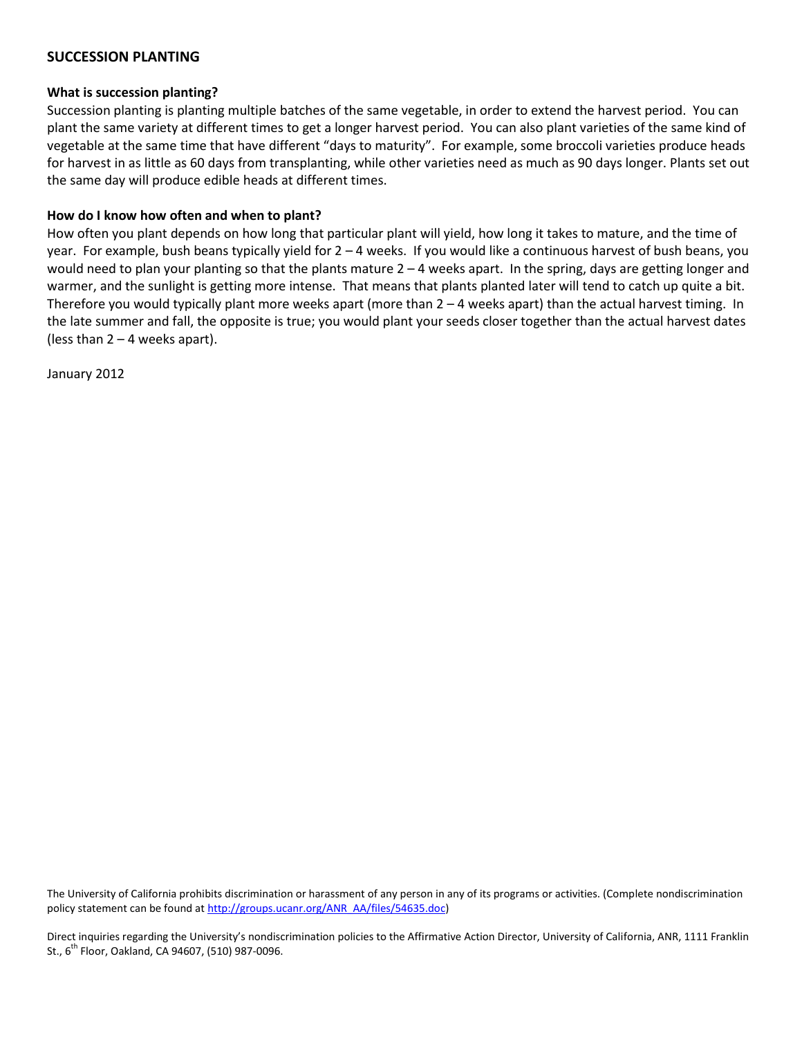## SUCCESSION PLANTING

### What is succession planting?

Succession planting is planting multiple batches of the same vegetable, in order to extend the harvest period. You can plant the same variety at different times to get a longer harvest period. You can also plant varieties of the same kind of vegetable at the same time that have different "days to maturity". For example, some broccoli varieties produce heads for harvest in as little as 60 days from transplanting, while other varieties need as much as 90 days longer. Plants set out the same day will produce edible heads at different times.

### How do I know how often and when to plant?

How often you plant depends on how long that particular plant will yield, how long it takes to mature, and the time of year. For example, bush beans typically yield for 2 – 4 weeks. If you would like a continuous harvest of bush beans, you would need to plan your planting so that the plants mature 2 – 4 weeks apart. In the spring, days are getting longer and warmer, and the sunlight is getting more intense. That means that plants planted later will tend to catch up quite a bit. Therefore you would typically plant more weeks apart (more than 2 – 4 weeks apart) than the actual harvest timing. In the late summer and fall, the opposite is true; you would plant your seeds closer together than the actual harvest dates (less than 2 – 4 weeks apart).

January 2012

The University of California prohibits discrimination or harassment of any person in any of its programs or activities. (Complete nondiscrimination policy statement can be found at http://groups.ucanr.org/ANR_AA/files/54635.doc)

Direct inquiries regarding the University's nondiscrimination policies to the Affirmative Action Director, University of California, ANR, 1111 Franklin St., 6th Floor, Oakland, CA 94607, (510) 987-0096.